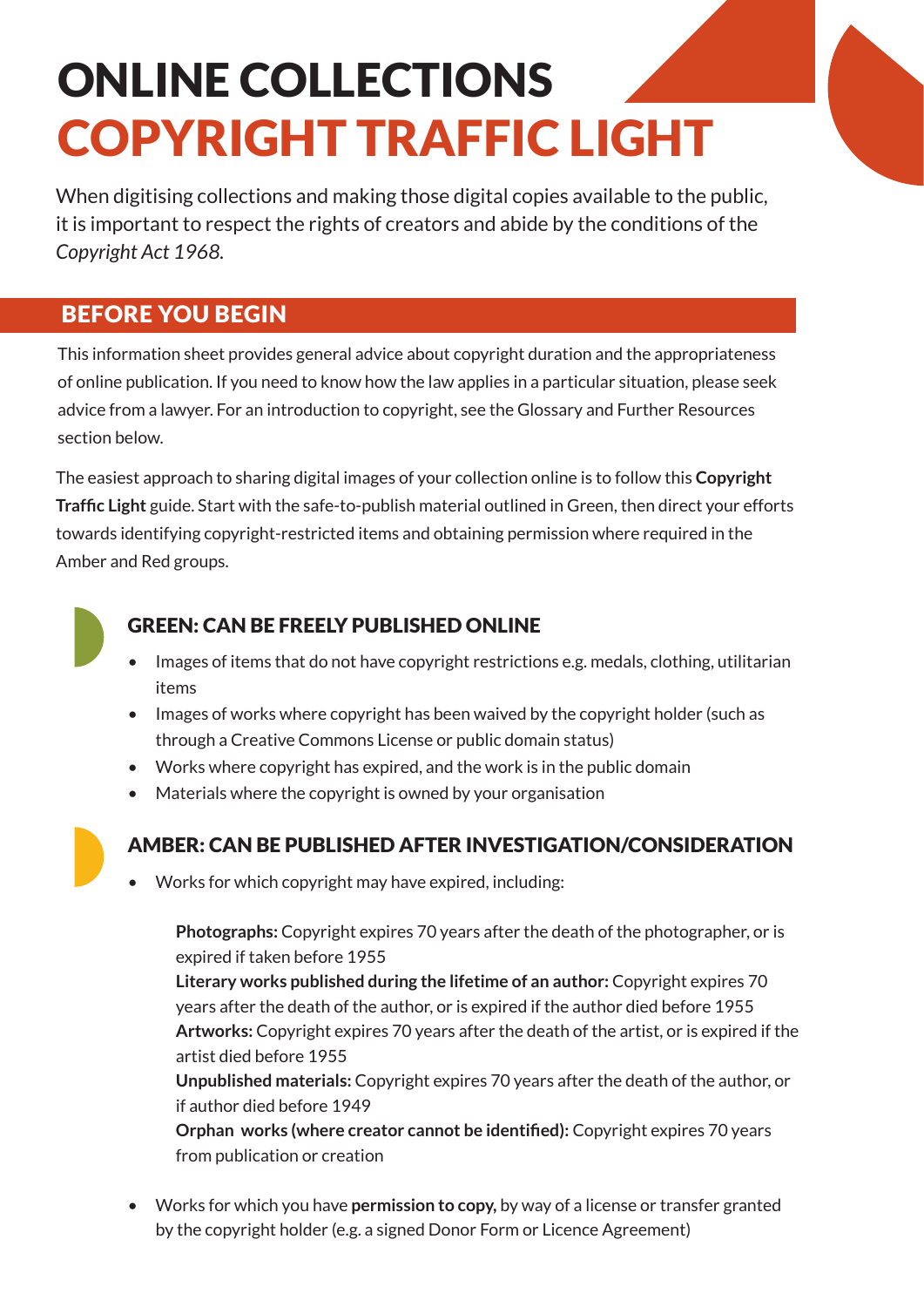# ONLINE COLLECTIONS COPYRIGHT TRAFFIC LIGHT

When digitising collections and making those digital copies available to the public, it is important to respect the rights of creators and abide by the conditions of the *Copyright Act 1968.*

## BEFORE YOU BEGIN

This information sheet provides general advice about copyright duration and the appropriateness of online publication. If you need to know how the law applies in a particular situation, please seek advice from a lawyer. For an introduction to copyright, see the Glossary and Further Resources section below.

The easiest approach to sharing digital images of your collection online is to follow this **Copyright Traffic Light** guide. Start with the safe-to-publish material outlined in Green, then direct your efforts towards identifying copyright-restricted items and obtaining permission where required in the Amber and Red groups.

### GREEN: CAN BE FREELY PUBLISHED ONLINE

- Images of items that do not have copyright restrictions e.g. medals, clothing, utilitarian items
- Images of works where copyright has been waived by the copyright holder (such as through a Creative Commons License or public domain status)
- Works where copyright has expired, and the work is in the public domain
- Materials where the copyright is owned by your organisation

### AMBER: CAN BE PUBLISHED AFTER INVESTIGATION/CONSIDERATION

- Works for which copyright may have expired, including:

  **Photographs:** Copyright expires 70 years after the death of the photographer, or is expired if taken before 1955
  **Literary works published during the lifetime of an author:** Copyright expires 70 years after the death of the author, or is expired if the author died before 1955
  **Artworks:** Copyright expires 70 years after the death of the artist, or is expired if the artist died before 1955
  **Unpublished materials:** Copyright expires 70 years after the death of the author, or if author died before 1949
  **Orphan works (where creator cannot be identified):** Copyright expires 70 years from publication or creation

- Works for which you have **permission to copy,** by way of a license or transfer granted by the copyright holder (e.g. a signed Donor Form or Licence Agreement)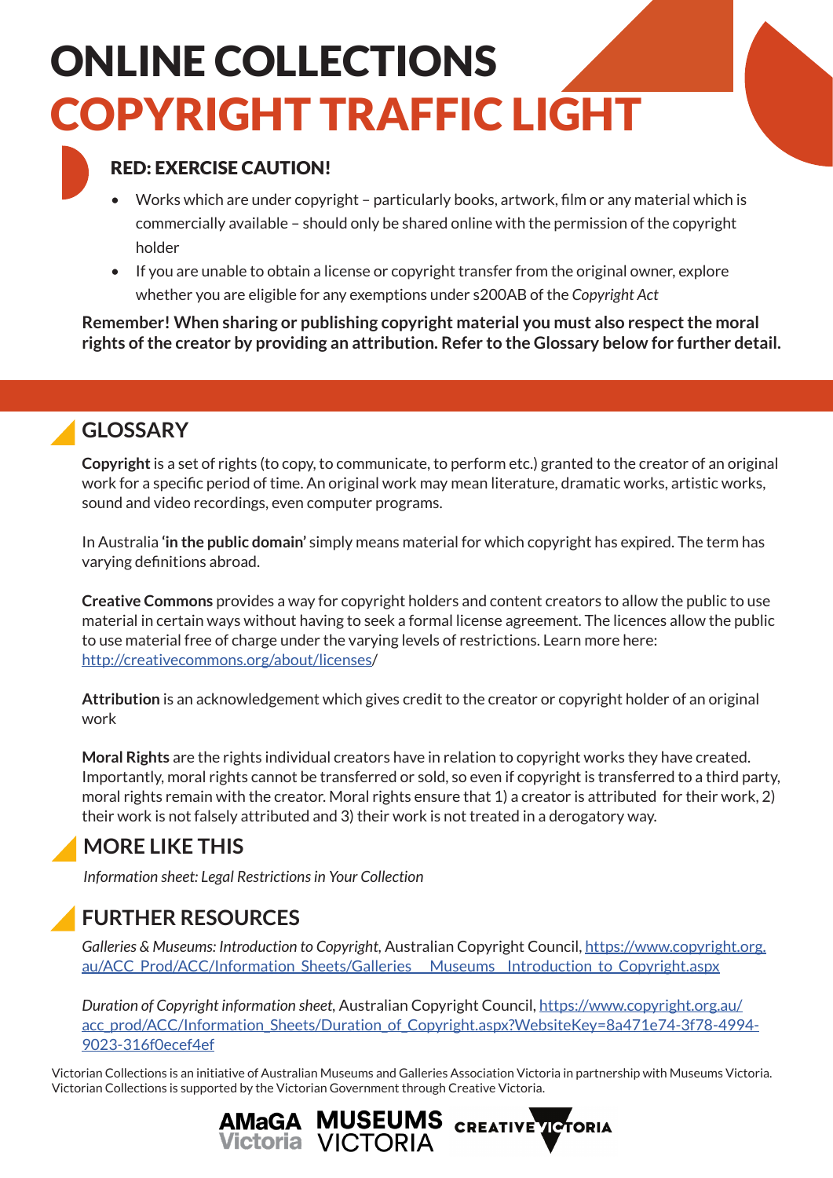# ONLINE COLLECTIONS
# COPYRIGHT TRAFFIC LIGHT

### RED: EXERCISE CAUTION!

- Works which are under copyright – particularly books, artwork, film or any material which is commercially available – should only be shared online with the permission of the copyright holder
- If you are unable to obtain a license or copyright transfer from the original owner, explore whether you are eligible for any exemptions under s200AB of the *Copyright Act*

**Remember! When sharing or publishing copyright material you must also respect the moral rights of the creator by providing an attribution. Refer to the Glossary below for further detail.**

## GLOSSARY

**Copyright** is a set of rights (to copy, to communicate, to perform etc.) granted to the creator of an original work for a specific period of time. An original work may mean literature, dramatic works, artistic works, sound and video recordings, even computer programs.

In Australia **'in the public domain'** simply means material for which copyright has expired. The term has varying definitions abroad.

**Creative Commons** provides a way for copyright holders and content creators to allow the public to use material in certain ways without having to seek a formal license agreement. The licences allow the public to use material free of charge under the varying levels of restrictions. Learn more here: http://creativecommons.org/about/licenses/

**Attribution** is an acknowledgement which gives credit to the creator or copyright holder of an original work

**Moral Rights** are the rights individual creators have in relation to copyright works they have created. Importantly, moral rights cannot be transferred or sold, so even if copyright is transferred to a third party, moral rights remain with the creator. Moral rights ensure that 1) a creator is attributed for their work, 2) their work is not falsely attributed and 3) their work is not treated in a derogatory way.

## MORE LIKE THIS

*Information sheet: Legal Restrictions in Your Collection*

## FURTHER RESOURCES

*Galleries & Museums: Introduction to Copyright*, Australian Copyright Council, https://www.copyright.org.au/ACC_Prod/ACC/Information_Sheets/Galleries___Museums__Introduction_to_Copyright.aspx

*Duration of Copyright information sheet*, Australian Copyright Council, https://www.copyright.org.au/acc_prod/ACC/Information_Sheets/Duration_of_Copyright.aspx?WebsiteKey=8a471e74-3f78-4994-9023-316f0ecef4ef

Victorian Collections is an initiative of Australian Museums and Galleries Association Victoria in partnership with Museums Victoria. Victorian Collections is supported by the Victorian Government through Creative Victoria.

AMaGA Victoria MUSEUMS VICTORIA CREATIVE VICTORIA